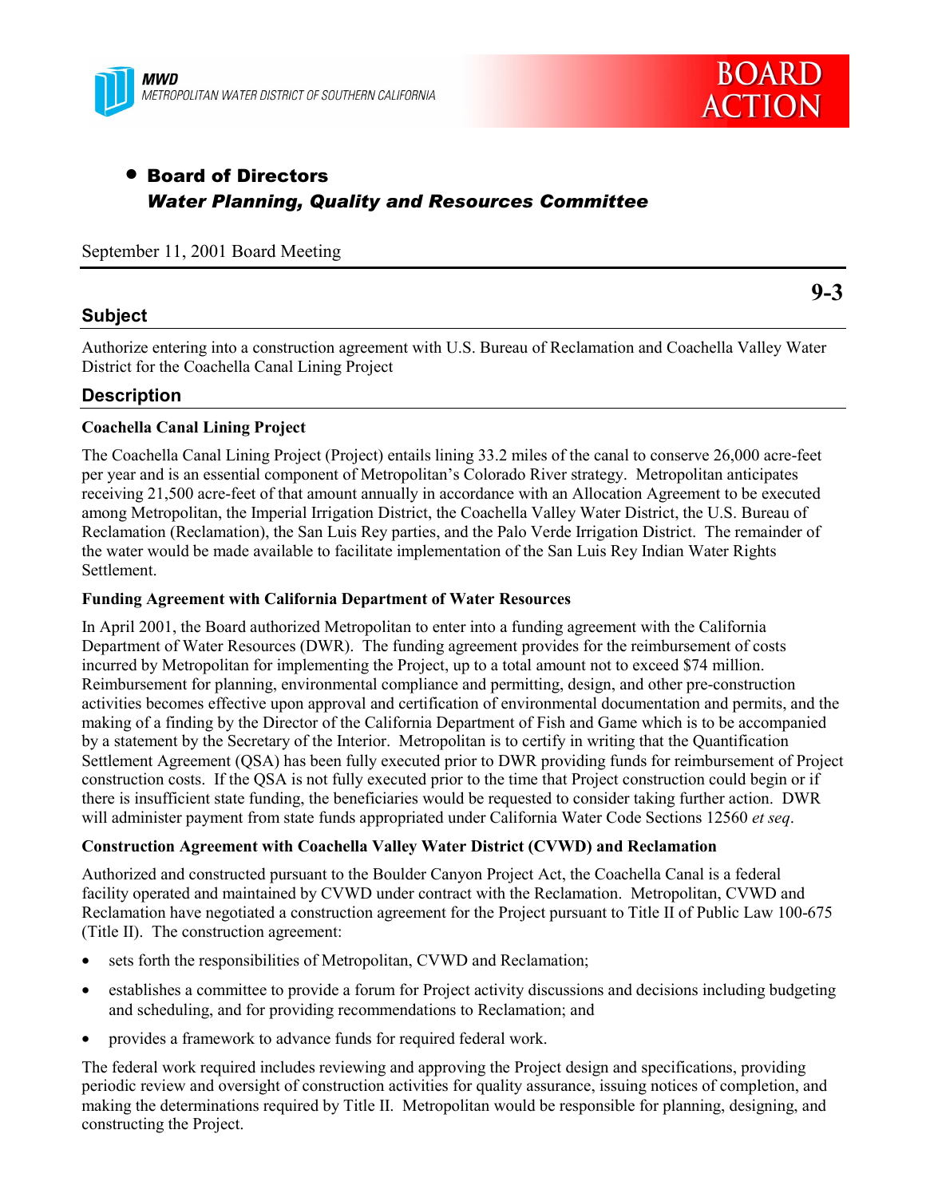MWD
METROPOLITAN WATER DISTRICT OF SOUTHERN CALIFORNIA

BOARD ACTION

- **Board of Directors**
  ***Water Planning, Quality and Resources Committee***

September 11, 2001 Board Meeting

**9-3**

## Subject

Authorize entering into a construction agreement with U.S. Bureau of Reclamation and Coachella Valley Water District for the Coachella Canal Lining Project

## Description

**Coachella Canal Lining Project**

The Coachella Canal Lining Project (Project) entails lining 33.2 miles of the canal to conserve 26,000 acre-feet per year and is an essential component of Metropolitan's Colorado River strategy. Metropolitan anticipates receiving 21,500 acre-feet of that amount annually in accordance with an Allocation Agreement to be executed among Metropolitan, the Imperial Irrigation District, the Coachella Valley Water District, the U.S. Bureau of Reclamation (Reclamation), the San Luis Rey parties, and the Palo Verde Irrigation District. The remainder of the water would be made available to facilitate implementation of the San Luis Rey Indian Water Rights Settlement.

**Funding Agreement with California Department of Water Resources**

In April 2001, the Board authorized Metropolitan to enter into a funding agreement with the California Department of Water Resources (DWR). The funding agreement provides for the reimbursement of costs incurred by Metropolitan for implementing the Project, up to a total amount not to exceed $74 million. Reimbursement for planning, environmental compliance and permitting, design, and other pre-construction activities becomes effective upon approval and certification of environmental documentation and permits, and the making of a finding by the Director of the California Department of Fish and Game which is to be accompanied by a statement by the Secretary of the Interior. Metropolitan is to certify in writing that the Quantification Settlement Agreement (QSA) has been fully executed prior to DWR providing funds for reimbursement of Project construction costs. If the QSA is not fully executed prior to the time that Project construction could begin or if there is insufficient state funding, the beneficiaries would be requested to consider taking further action. DWR will administer payment from state funds appropriated under California Water Code Sections 12560 *et seq*.

**Construction Agreement with Coachella Valley Water District (CVWD) and Reclamation**

Authorized and constructed pursuant to the Boulder Canyon Project Act, the Coachella Canal is a federal facility operated and maintained by CVWD under contract with the Reclamation. Metropolitan, CVWD and Reclamation have negotiated a construction agreement for the Project pursuant to Title II of Public Law 100-675 (Title II). The construction agreement:

- sets forth the responsibilities of Metropolitan, CVWD and Reclamation;
- establishes a committee to provide a forum for Project activity discussions and decisions including budgeting and scheduling, and for providing recommendations to Reclamation; and
- provides a framework to advance funds for required federal work.

The federal work required includes reviewing and approving the Project design and specifications, providing periodic review and oversight of construction activities for quality assurance, issuing notices of completion, and making the determinations required by Title II. Metropolitan would be responsible for planning, designing, and constructing the Project.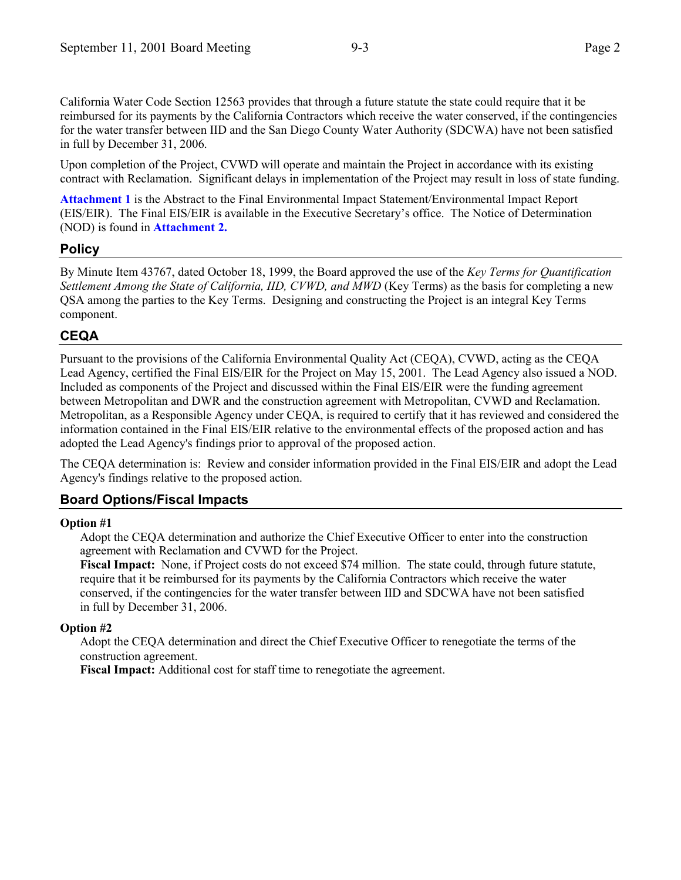California Water Code Section 12563 provides that through a future statute the state could require that it be reimbursed for its payments by the California Contractors which receive the water conserved, if the contingencies for the water transfer between IID and the San Diego County Water Authority (SDCWA) have not been satisfied in full by December 31, 2006.

Upon completion of the Project, CVWD will operate and maintain the Project in accordance with its existing contract with Reclamation. Significant delays in implementation of the Project may result in loss of state funding.

**Attachment 1** is the Abstract to the Final Environmental Impact Statement/Environmental Impact Report (EIS/EIR). The Final EIS/EIR is available in the Executive Secretary's office. The Notice of Determination (NOD) is found in **Attachment 2.**

## Policy

By Minute Item 43767, dated October 18, 1999, the Board approved the use of the *Key Terms for Quantification Settlement Among the State of California, IID, CVWD, and MWD* (Key Terms) as the basis for completing a new QSA among the parties to the Key Terms. Designing and constructing the Project is an integral Key Terms component.

## CEQA

Pursuant to the provisions of the California Environmental Quality Act (CEQA), CVWD, acting as the CEQA Lead Agency, certified the Final EIS/EIR for the Project on May 15, 2001. The Lead Agency also issued a NOD. Included as components of the Project and discussed within the Final EIS/EIR were the funding agreement between Metropolitan and DWR and the construction agreement with Metropolitan, CVWD and Reclamation. Metropolitan, as a Responsible Agency under CEQA, is required to certify that it has reviewed and considered the information contained in the Final EIS/EIR relative to the environmental effects of the proposed action and has adopted the Lead Agency's findings prior to approval of the proposed action.

The CEQA determination is: Review and consider information provided in the Final EIS/EIR and adopt the Lead Agency's findings relative to the proposed action.

## Board Options/Fiscal Impacts

**Option #1**

Adopt the CEQA determination and authorize the Chief Executive Officer to enter into the construction agreement with Reclamation and CVWD for the Project.
**Fiscal Impact:** None, if Project costs do not exceed $74 million. The state could, through future statute, require that it be reimbursed for its payments by the California Contractors which receive the water conserved, if the contingencies for the water transfer between IID and SDCWA have not been satisfied in full by December 31, 2006.

**Option #2**

Adopt the CEQA determination and direct the Chief Executive Officer to renegotiate the terms of the construction agreement.
**Fiscal Impact:** Additional cost for staff time to renegotiate the agreement.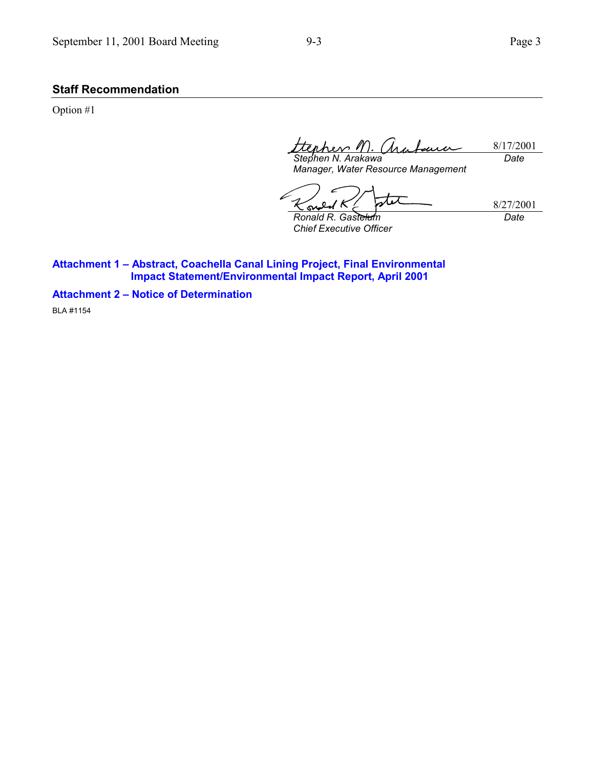## Staff Recommendation

Option #1

| | |
|---|---|
| *Stephen N. Arakawa* | 8/17/2001 |
| *Manager, Water Resource Management* | *Date* |

| | |
|---|---|
| *Ronald R. Gastelum* | 8/27/2001 |
| *Chief Executive Officer* | *Date* |

**Attachment 1 – Abstract, Coachella Canal Lining Project, Final Environmental Impact Statement/Environmental Impact Report, April 2001**

**Attachment 2 – Notice of Determination**

BLA #1154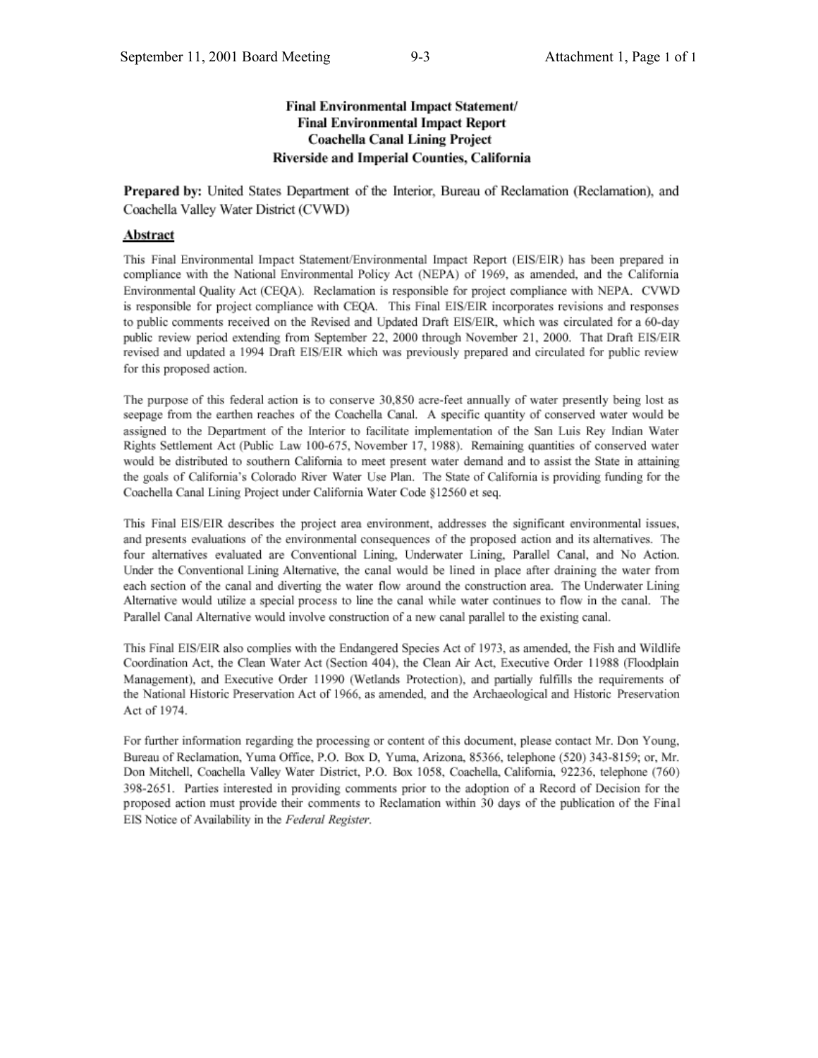**Final Environmental Impact Statement/**
**Final Environmental Impact Report**
**Coachella Canal Lining Project**
**Riverside and Imperial Counties, California**

**Prepared by:** United States Department of the Interior, Bureau of Reclamation (Reclamation), and Coachella Valley Water District (CVWD)

## Abstract

This Final Environmental Impact Statement/Environmental Impact Report (EIS/EIR) has been prepared in compliance with the National Environmental Policy Act (NEPA) of 1969, as amended, and the California Environmental Quality Act (CEQA). Reclamation is responsible for project compliance with NEPA. CVWD is responsible for project compliance with CEQA. This Final EIS/EIR incorporates revisions and responses to public comments received on the Revised and Updated Draft EIS/EIR, which was circulated for a 60-day public review period extending from September 22, 2000 through November 21, 2000. That Draft EIS/EIR revised and updated a 1994 Draft EIS/EIR which was previously prepared and circulated for public review for this proposed action.

The purpose of this federal action is to conserve 30,850 acre-feet annually of water presently being lost as seepage from the earthen reaches of the Coachella Canal. A specific quantity of conserved water would be assigned to the Department of the Interior to facilitate implementation of the San Luis Rey Indian Water Rights Settlement Act (Public Law 100-675, November 17, 1988). Remaining quantities of conserved water would be distributed to southern California to meet present water demand and to assist the State in attaining the goals of California's Colorado River Water Use Plan. The State of California is providing funding for the Coachella Canal Lining Project under California Water Code §12560 et seq.

This Final EIS/EIR describes the project area environment, addresses the significant environmental issues, and presents evaluations of the environmental consequences of the proposed action and its alternatives. The four alternatives evaluated are Conventional Lining, Underwater Lining, Parallel Canal, and No Action. Under the Conventional Lining Alternative, the canal would be lined in place after draining the water from each section of the canal and diverting the water flow around the construction area. The Underwater Lining Alternative would utilize a special process to line the canal while water continues to flow in the canal. The Parallel Canal Alternative would involve construction of a new canal parallel to the existing canal.

This Final EIS/EIR also complies with the Endangered Species Act of 1973, as amended, the Fish and Wildlife Coordination Act, the Clean Water Act (Section 404), the Clean Air Act, Executive Order 11988 (Floodplain Management), and Executive Order 11990 (Wetlands Protection), and partially fulfills the requirements of the National Historic Preservation Act of 1966, as amended, and the Archaeological and Historic Preservation Act of 1974.

For further information regarding the processing or content of this document, please contact Mr. Don Young, Bureau of Reclamation, Yuma Office, P.O. Box D, Yuma, Arizona, 85366, telephone (520) 343-8159; or, Mr. Don Mitchell, Coachella Valley Water District, P.O. Box 1058, Coachella, California, 92236, telephone (760) 398-2651. Parties interested in providing comments prior to the adoption of a Record of Decision for the proposed action must provide their comments to Reclamation within 30 days of the publication of the Final EIS Notice of Availability in the *Federal Register*.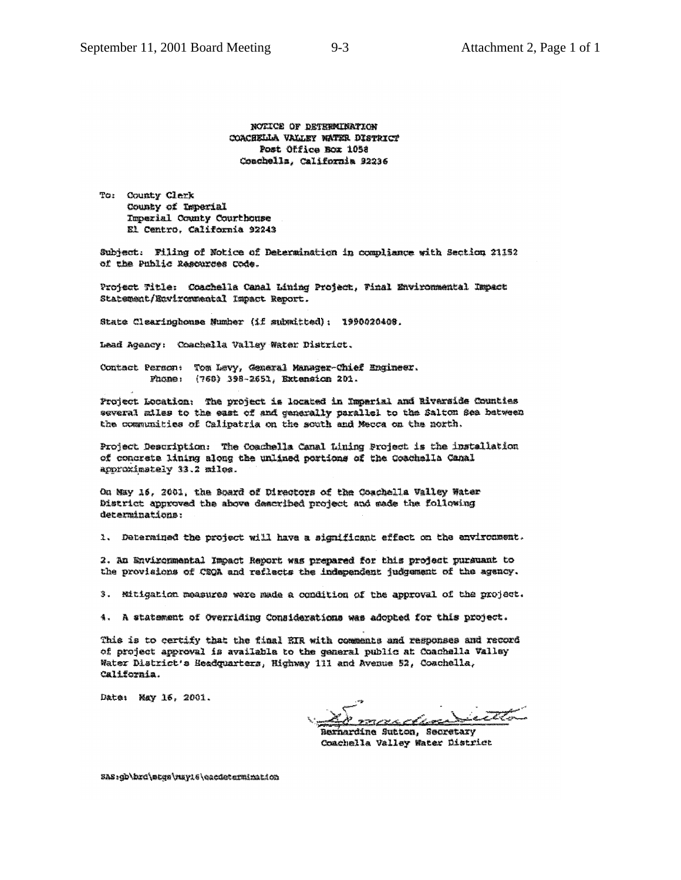NOTICE OF DETERMINATION
COACHELLA VALLEY WATER DISTRICT
Post Office Box 1058
Coachella, California 92236

To: County Clerk
County of Imperial
Imperial County Courthouse
El Centro, California 92243

Subject: Filing of Notice of Determination in compliance with Section 21152 of the Public Resources Code.

Project Title: Coachella Canal Lining Project, Final Environmental Impact Statement/Environmental Impact Report.

State Clearinghouse Number (if submitted): 1990020408.

Lead Agency: Coachella Valley Water District.

Contact Person: Tom Levy, General Manager-Chief Engineer.
Phone: (760) 398-2651, Extension 201.

Project Location: The project is located in Imperial and Riverside Counties several miles to the east of and generally parallel to the Salton Sea between the communities of Calipatria on the south and Mecca on the north.

Project Description: The Coachella Canal Lining Project is the installation of concrete lining along the unlined portions of the Coachella Canal approximately 33.2 miles.

On May 16, 2001, the Board of Directors of the Coachella Valley Water District approved the above described project and made the following determinations:

1. Determined the project will have a significant effect on the environment.

2. An Environmental Impact Report was prepared for this project pursuant to the provisions of CEQA and reflects the independent judgement of the agency.

3. Mitigation measures were made a condition of the approval of the project.

4. A statement of Overriding Considerations was adopted for this project.

This is to certify that the final EIR with comments and responses and record of project approval is available to the general public at Coachella Valley Water District's Headquarters, Highway 111 and Avenue 52, Coachella, California.

Date: May 16, 2001.

Bernardine Sutton, Secretary
Coachella Valley Water District

SAS:gb\brd\ceqa\may16\cacdetermination